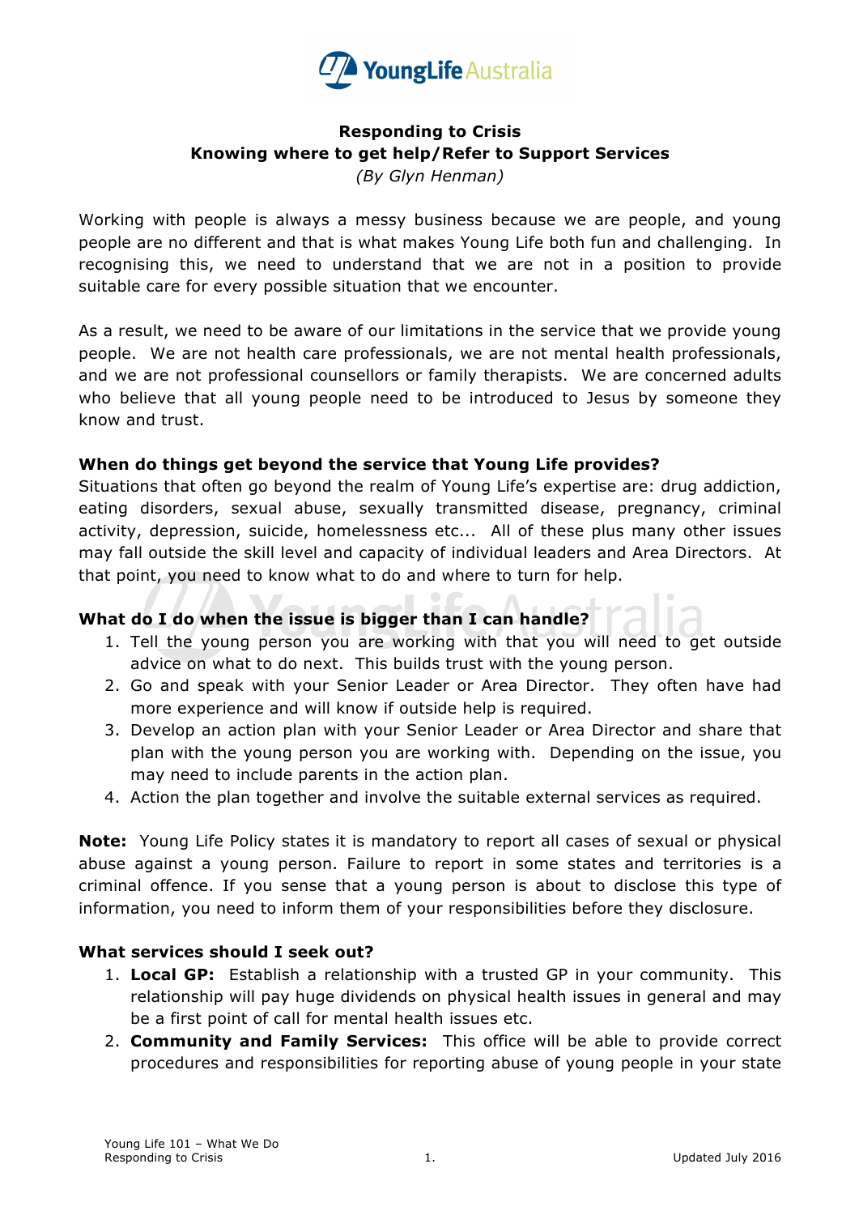# Responding to Crisis

## Knowing where to get help/Refer to Support Services

*(By Glyn Henman)*

Working with people is always a messy business because we are people, and young people are no different and that is what makes Young Life both fun and challenging. In recognising this, we need to understand that we are not in a position to provide suitable care for every possible situation that we encounter.

As a result, we need to be aware of our limitations in the service that we provide young people. We are not health care professionals, we are not mental health professionals, and we are not professional counsellors or family therapists. We are concerned adults who believe that all young people need to be introduced to Jesus by someone they know and trust.

### When do things get beyond the service that Young Life provides?

Situations that often go beyond the realm of Young Life's expertise are: drug addiction, eating disorders, sexual abuse, sexually transmitted disease, pregnancy, criminal activity, depression, suicide, homelessness etc... All of these plus many other issues may fall outside the skill level and capacity of individual leaders and Area Directors. At that point, you need to know what to do and where to turn for help.

### What do I do when the issue is bigger than I can handle?

1. Tell the young person you are working with that you will need to get outside advice on what to do next. This builds trust with the young person.
2. Go and speak with your Senior Leader or Area Director. They often have had more experience and will know if outside help is required.
3. Develop an action plan with your Senior Leader or Area Director and share that plan with the young person you are working with. Depending on the issue, you may need to include parents in the action plan.
4. Action the plan together and involve the suitable external services as required.

**Note:** Young Life Policy states it is mandatory to report all cases of sexual or physical abuse against a young person. Failure to report in some states and territories is a criminal offence. If you sense that a young person is about to disclose this type of information, you need to inform them of your responsibilities before they disclosure.

### What services should I seek out?

1. **Local GP:** Establish a relationship with a trusted GP in your community. This relationship will pay huge dividends on physical health issues in general and may be a first point of call for mental health issues etc.
2. **Community and Family Services:** This office will be able to provide correct procedures and responsibilities for reporting abuse of young people in your state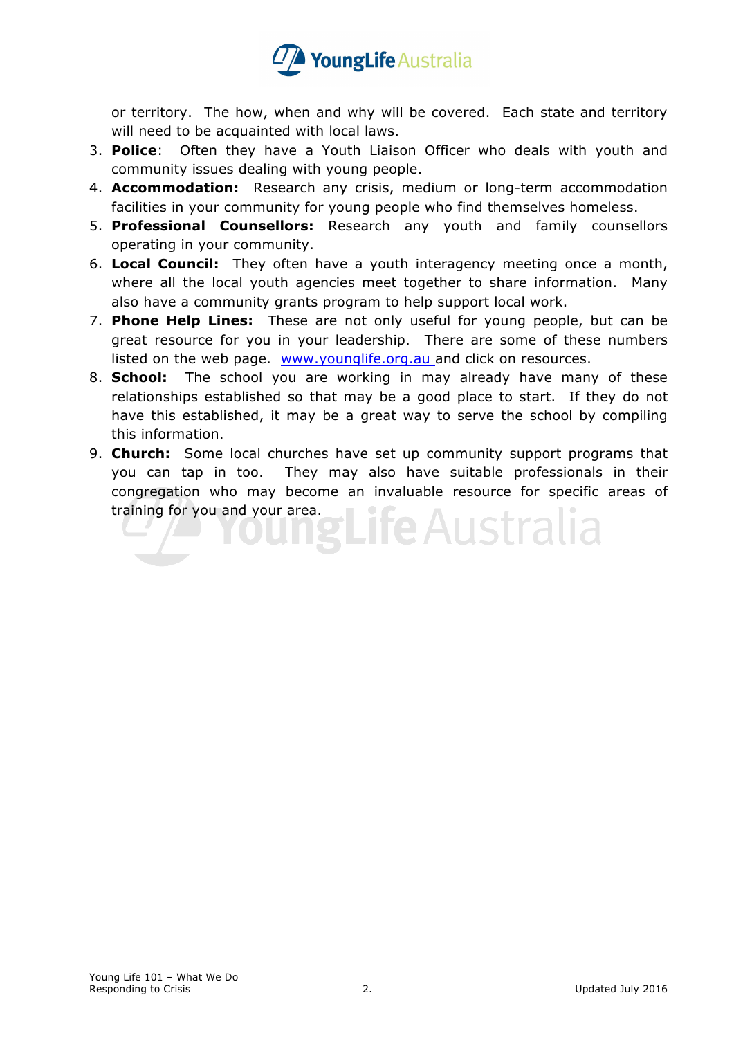or territory. The how, when and why will be covered. Each state and territory will need to be acquainted with local laws.

3. **Police**: Often they have a Youth Liaison Officer who deals with youth and community issues dealing with young people.
4. **Accommodation:** Research any crisis, medium or long-term accommodation facilities in your community for young people who find themselves homeless.
5. **Professional Counsellors:** Research any youth and family counsellors operating in your community.
6. **Local Council:** They often have a youth interagency meeting once a month, where all the local youth agencies meet together to share information. Many also have a community grants program to help support local work.
7. **Phone Help Lines:** These are not only useful for young people, but can be great resource for you in your leadership. There are some of these numbers listed on the web page. www.younglife.org.au and click on resources.
8. **School:** The school you are working in may already have many of these relationships established so that may be a good place to start. If they do not have this established, it may be a great way to serve the school by compiling this information.
9. **Church:** Some local churches have set up community support programs that you can tap in too. They may also have suitable professionals in their congregation who may become an invaluable resource for specific areas of training for you and your area.